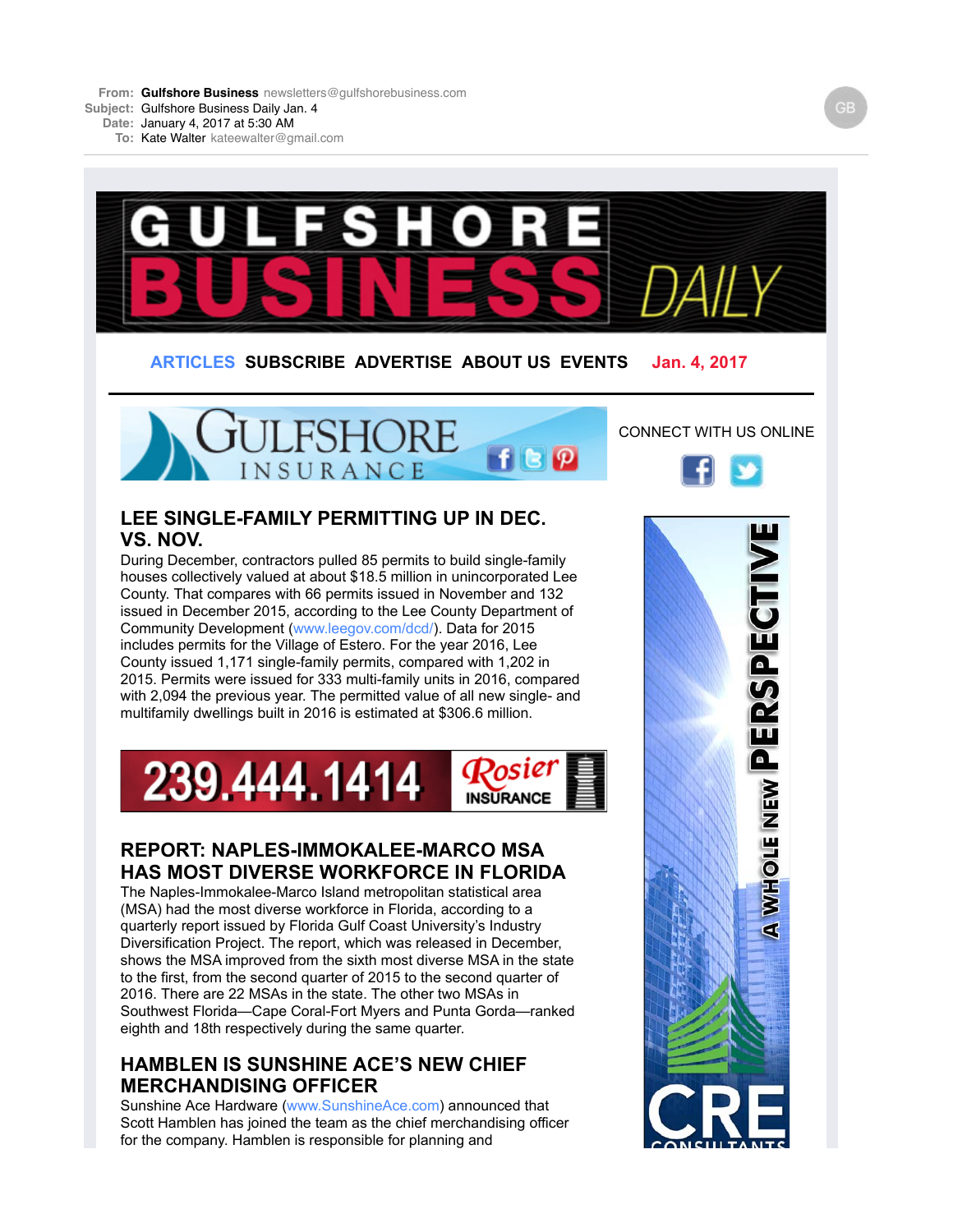From: **Gulfshore Business** newsletters@gulfshorebusiness.com
Subject: Gulfshore Business Daily Jan. 4
Date: January 4, 2017 at 5:30 AM
To: Kate Walter kateewalter@gmail.com

# GULFSHORE BUSINESS DAILY

ARTICLES SUBSCRIBE ADVERTISE ABOUT US EVENTS **Jan. 4, 2017**

CONNECT WITH US ONLINE

## LEE SINGLE-FAMILY PERMITTING UP IN DEC. VS. NOV.

During December, contractors pulled 85 permits to build single-family houses collectively valued at about $18.5 million in unincorporated Lee County. That compares with 66 permits issued in November and 132 issued in December 2015, according to the Lee County Department of Community Development (www.leegov.com/dcd/). Data for 2015 includes permits for the Village of Estero. For the year 2016, Lee County issued 1,171 single-family permits, compared with 1,202 in 2015. Permits were issued for 333 multi-family units in 2016, compared with 2,094 the previous year. The permitted value of all new single- and multifamily dwellings built in 2016 is estimated at $306.6 million.

## REPORT: NAPLES-IMMOKALEE-MARCO MSA HAS MOST DIVERSE WORKFORCE IN FLORIDA

The Naples-Immokalee-Marco Island metropolitan statistical area (MSA) had the most diverse workforce in Florida, according to a quarterly report issued by Florida Gulf Coast University's Industry Diversification Project. The report, which was released in December, shows the MSA improved from the sixth most diverse MSA in the state to the first, from the second quarter of 2015 to the second quarter of 2016. There are 22 MSAs in the state. The other two MSAs in Southwest Florida—Cape Coral-Fort Myers and Punta Gorda—ranked eighth and 18th respectively during the same quarter.

## HAMBLEN IS SUNSHINE ACE'S NEW CHIEF MERCHANDISING OFFICER

Sunshine Ace Hardware (www.SunshineAce.com) announced that Scott Hamblen has joined the team as the chief merchandising officer for the company. Hamblen is responsible for planning and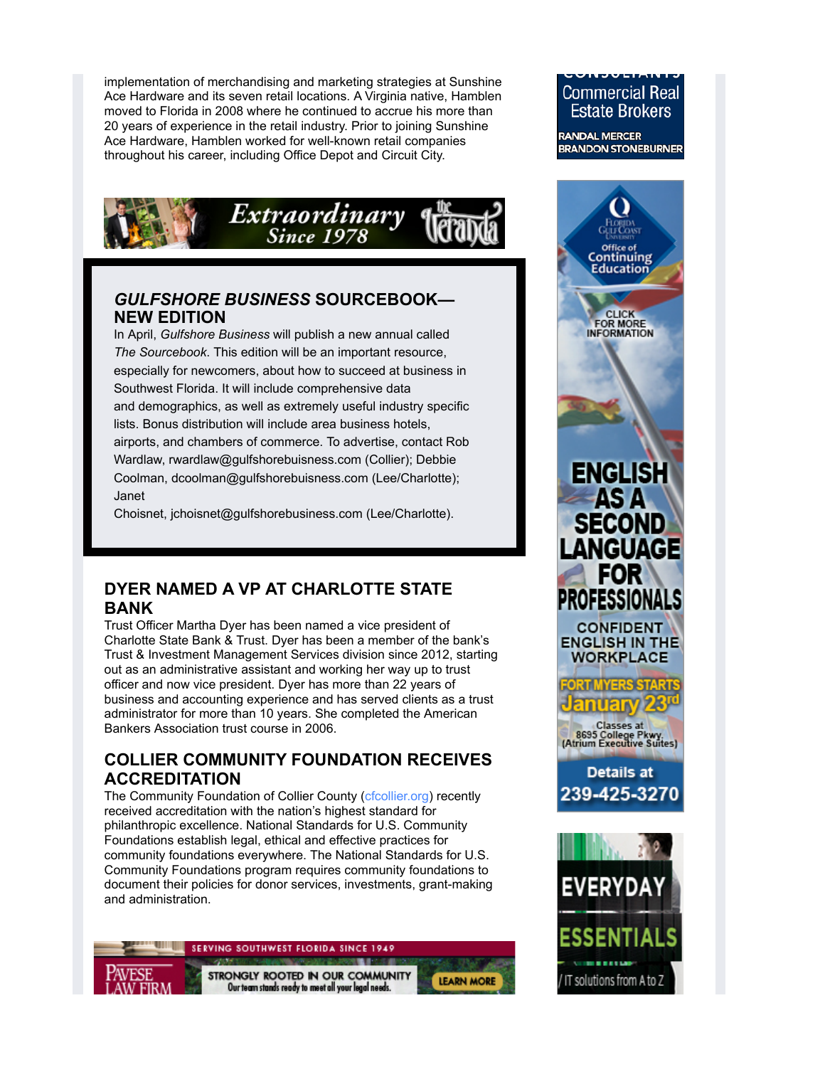implementation of merchandising and marketing strategies at Sunshine Ace Hardware and its seven retail locations. A Virginia native, Hamblen moved to Florida in 2008 where he continued to accrue his more than 20 years of experience in the retail industry. Prior to joining Sunshine Ace Hardware, Hamblen worked for well-known retail companies throughout his career, including Office Depot and Circuit City.

## *GULFSHORE BUSINESS* SOURCEBOOK—NEW EDITION

In April, *Gulfshore Business* will publish a new annual called *The Sourcebook*. This edition will be an important resource, especially for newcomers, about how to succeed at business in Southwest Florida. It will include comprehensive data and demographics, as well as extremely useful industry specific lists. Bonus distribution will include area business hotels, airports, and chambers of commerce. To advertise, contact Rob Wardlaw, rwardlaw@gulfshorebuisness.com (Collier); Debbie Coolman, dcoolman@gulfshorebuisness.com (Lee/Charlotte); Janet Choisnet, jchoisnet@gulfshorebusiness.com (Lee/Charlotte).

## DYER NAMED A VP AT CHARLOTTE STATE BANK

Trust Officer Martha Dyer has been named a vice president of Charlotte State Bank & Trust. Dyer has been a member of the bank's Trust & Investment Management Services division since 2012, starting out as an administrative assistant and working her way up to trust officer and now vice president. Dyer has more than 22 years of business and accounting experience and has served clients as a trust administrator for more than 10 years. She completed the American Bankers Association trust course in 2006.

## COLLIER COMMUNITY FOUNDATION RECEIVES ACCREDITATION

The Community Foundation of Collier County (cfcollier.org) recently received accreditation with the nation's highest standard for philanthropic excellence. National Standards for U.S. Community Foundations establish legal, ethical and effective practices for community foundations everywhere. The National Standards for U.S. Community Foundations program requires community foundations to document their policies for donor services, investments, grant-making and administration.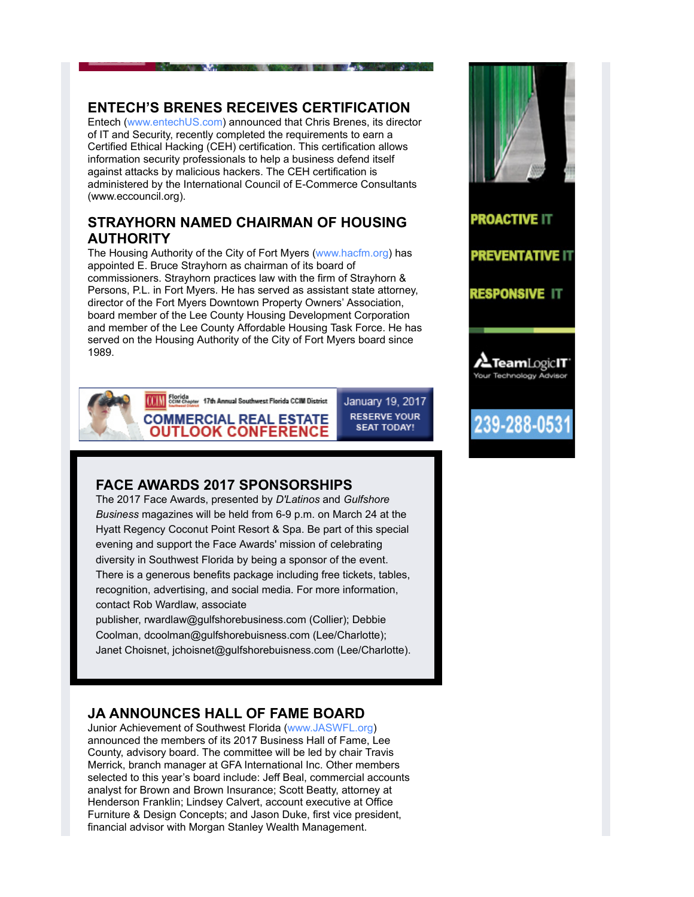## ENTECH'S BRENES RECEIVES CERTIFICATION

Entech (www.entechUS.com) announced that Chris Brenes, its director of IT and Security, recently completed the requirements to earn a Certified Ethical Hacking (CEH) certification. This certification allows information security professionals to help a business defend itself against attacks by malicious hackers. The CEH certification is administered by the International Council of E-Commerce Consultants (www.eccouncil.org).

## STRAYHORN NAMED CHAIRMAN OF HOUSING AUTHORITY

The Housing Authority of the City of Fort Myers (www.hacfm.org) has appointed E. Bruce Strayhorn as chairman of its board of commissioners. Strayhorn practices law with the firm of Strayhorn & Persons, P.L. in Fort Myers. He has served as assistant state attorney, director of the Fort Myers Downtown Property Owners' Association, board member of the Lee County Housing Development Corporation and member of the Lee County Affordable Housing Task Force. He has served on the Housing Authority of the City of Fort Myers board since 1989.

CCIM Florida CCIM Chapter 17th Annual Southwest Florida CCIM District
COMMERCIAL REAL ESTATE OUTLOOK CONFERENCE
January 19, 2017
RESERVE YOUR SEAT TODAY!

## FACE AWARDS 2017 SPONSORSHIPS

The 2017 Face Awards, presented by *D'Latinos* and *Gulfshore Business* magazines will be held from 6-9 p.m. on March 24 at the Hyatt Regency Coconut Point Resort & Spa. Be part of this special evening and support the Face Awards' mission of celebrating diversity in Southwest Florida by being a sponsor of the event. There is a generous benefits package including free tickets, tables, recognition, advertising, and social media. For more information, contact Rob Wardlaw, associate publisher, rwardlaw@gulfshorebusiness.com (Collier); Debbie Coolman, dcoolman@gulfshorebuisness.com (Lee/Charlotte); Janet Choisnet, jchoisnet@gulfshorebuisness.com (Lee/Charlotte).

## JA ANNOUNCES HALL OF FAME BOARD

Junior Achievement of Southwest Florida (www.JASWFL.org) announced the members of its 2017 Business Hall of Fame, Lee County, advisory board. The committee will be led by chair Travis Merrick, branch manager at GFA International Inc. Other members selected to this year's board include: Jeff Beal, commercial accounts analyst for Brown and Brown Insurance; Scott Beatty, attorney at Henderson Franklin; Lindsey Calvert, account executive at Office Furniture & Design Concepts; and Jason Duke, first vice president, financial advisor with Morgan Stanley Wealth Management.

PROACTIVE IT

PREVENTATIVE IT

RESPONSIVE IT

TeamLogicIT
Your Technology Advisor

239-288-0531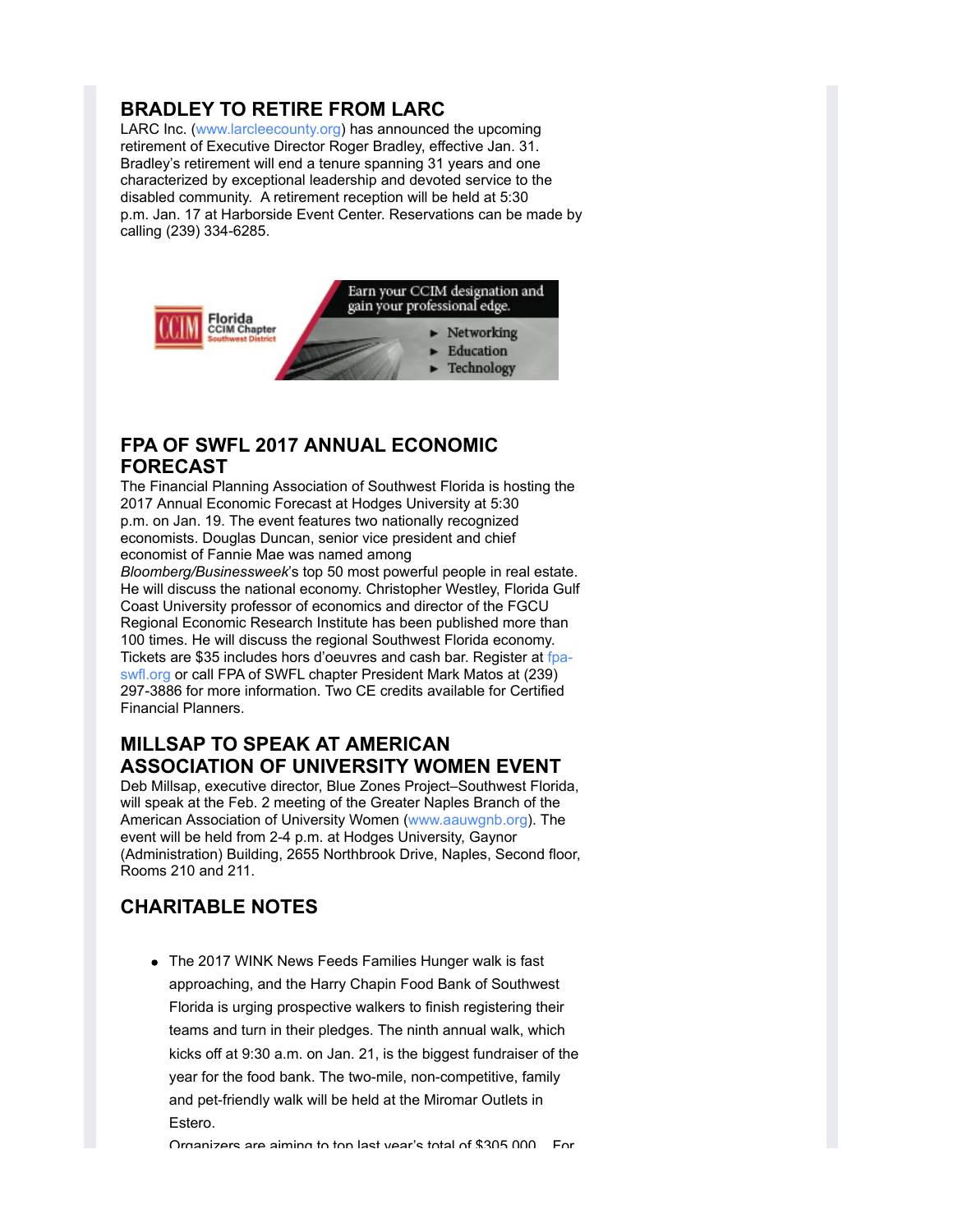## BRADLEY TO RETIRE FROM LARC

LARC Inc. (www.larcleecounty.org) has announced the upcoming retirement of Executive Director Roger Bradley, effective Jan. 31. Bradley's retirement will end a tenure spanning 31 years and one characterized by exceptional leadership and devoted service to the disabled community. A retirement reception will be held at 5:30 p.m. Jan. 17 at Harborside Event Center. Reservations can be made by calling (239) 334-6285.

Florida CCIM Chapter Southwest District — Earn your CCIM designation and gain your professional edge.
- Networking
- Education
- Technology

## FPA OF SWFL 2017 ANNUAL ECONOMIC FORECAST

The Financial Planning Association of Southwest Florida is hosting the 2017 Annual Economic Forecast at Hodges University at 5:30 p.m. on Jan. 19. The event features two nationally recognized economists. Douglas Duncan, senior vice president and chief economist of Fannie Mae was named among *Bloomberg/Businessweek*'s top 50 most powerful people in real estate. He will discuss the national economy. Christopher Westley, Florida Gulf Coast University professor of economics and director of the FGCU Regional Economic Research Institute has been published more than 100 times. He will discuss the regional Southwest Florida economy. Tickets are $35 includes hors d'oeuvres and cash bar. Register at fpa-swfl.org or call FPA of SWFL chapter President Mark Matos at (239) 297-3886 for more information. Two CE credits available for Certified Financial Planners.

## MILLSAP TO SPEAK AT AMERICAN ASSOCIATION OF UNIVERSITY WOMEN EVENT

Deb Millsap, executive director, Blue Zones Project–Southwest Florida, will speak at the Feb. 2 meeting of the Greater Naples Branch of the American Association of University Women (www.aauwgnb.org). The event will be held from 2-4 p.m. at Hodges University, Gaynor (Administration) Building, 2655 Northbrook Drive, Naples, Second floor, Rooms 210 and 211.

## CHARITABLE NOTES

- The 2017 WINK News Feeds Families Hunger walk is fast approaching, and the Harry Chapin Food Bank of Southwest Florida is urging prospective walkers to finish registering their teams and turn in their pledges. The ninth annual walk, which kicks off at 9:30 a.m. on Jan. 21, is the biggest fundraiser of the year for the food bank. The two-mile, non-competitive, family and pet-friendly walk will be held at the Miromar Outlets in Estero.

  Organizers are aiming to top last year's total of $305,000. For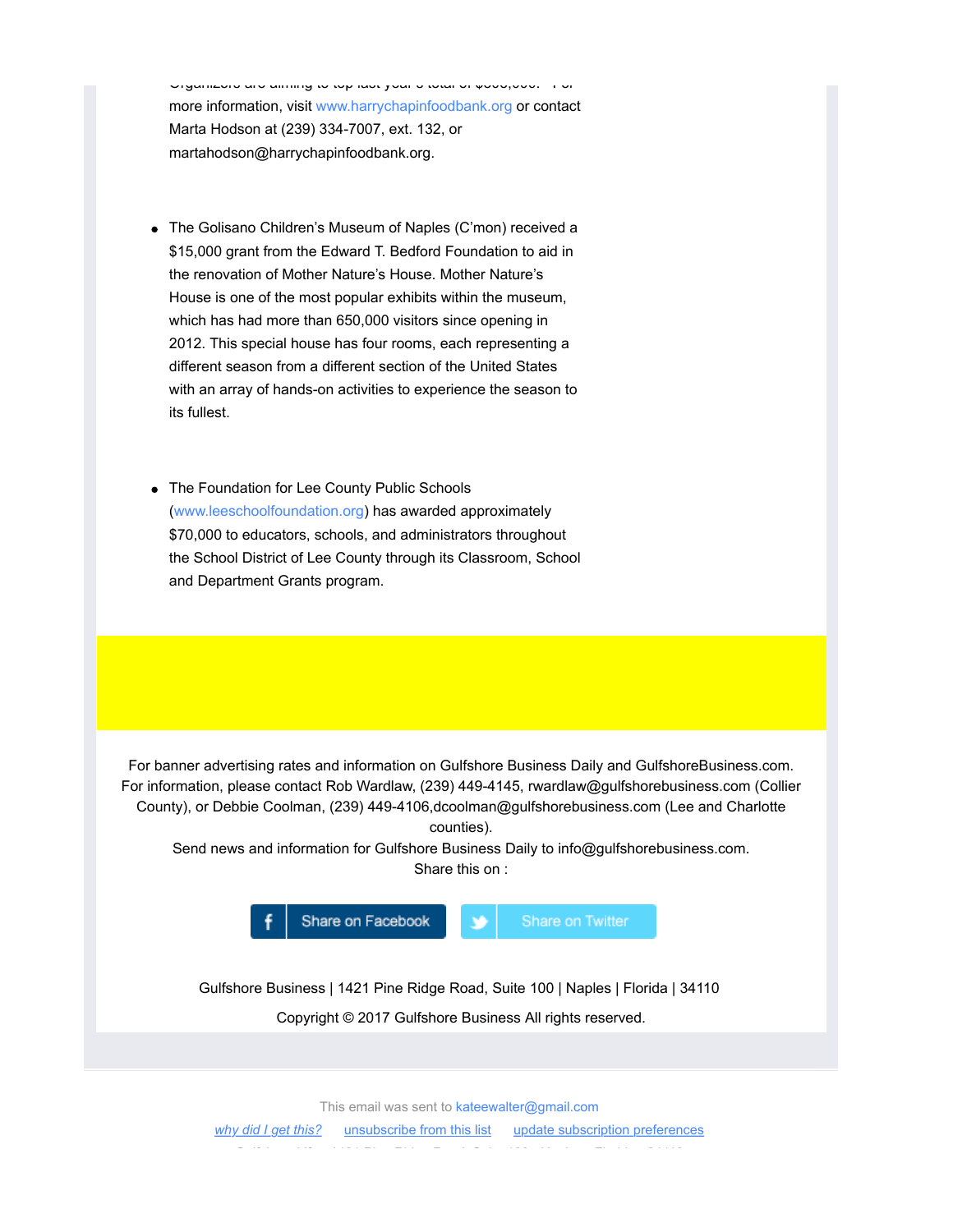more information, visit www.harrychapinfoodbank.org or contact Marta Hodson at (239) 334-7007, ext. 132, or martahodson@harrychapinfoodbank.org.

- The Golisano Children's Museum of Naples (C'mon) received a $15,000 grant from the Edward T. Bedford Foundation to aid in the renovation of Mother Nature's House. Mother Nature's House is one of the most popular exhibits within the museum, which has had more than 650,000 visitors since opening in 2012. This special house has four rooms, each representing a different season from a different section of the United States with an array of hands-on activities to experience the season to its fullest.

- The Foundation for Lee County Public Schools (www.leeschoolfoundation.org) has awarded approximately $70,000 to educators, schools, and administrators throughout the School District of Lee County through its Classroom, School and Department Grants program.

For banner advertising rates and information on Gulfshore Business Daily and GulfshoreBusiness.com. For information, please contact Rob Wardlaw, (239) 449-4145, rwardlaw@gulfshorebusiness.com (Collier County), or Debbie Coolman, (239) 449-4106,dcoolman@gulfshorebusiness.com (Lee and Charlotte counties).

Send news and information for Gulfshore Business Daily to info@gulfshorebusiness.com.

Share this on :

Share on Facebook | Share on Twitter

Gulfshore Business | 1421 Pine Ridge Road, Suite 100 | Naples | Florida | 34110

Copyright © 2017 Gulfshore Business All rights reserved.

This email was sent to kateewalter@gmail.com

*why did I get this?* | unsubscribe from this list | update subscription preferences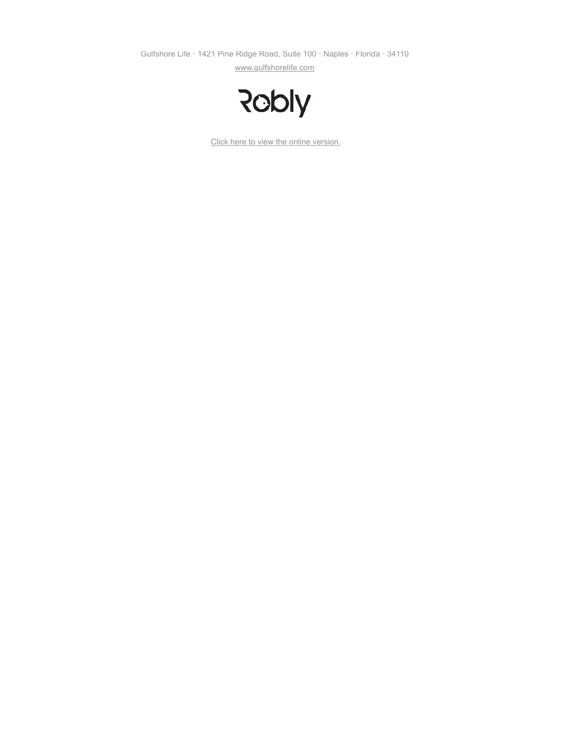Gulfshore Life · 1421 Pine Ridge Road, Suite 100 · Naples · Florida · 34110

www.gulfshorelife.com

Robly

Click here to view the online version.